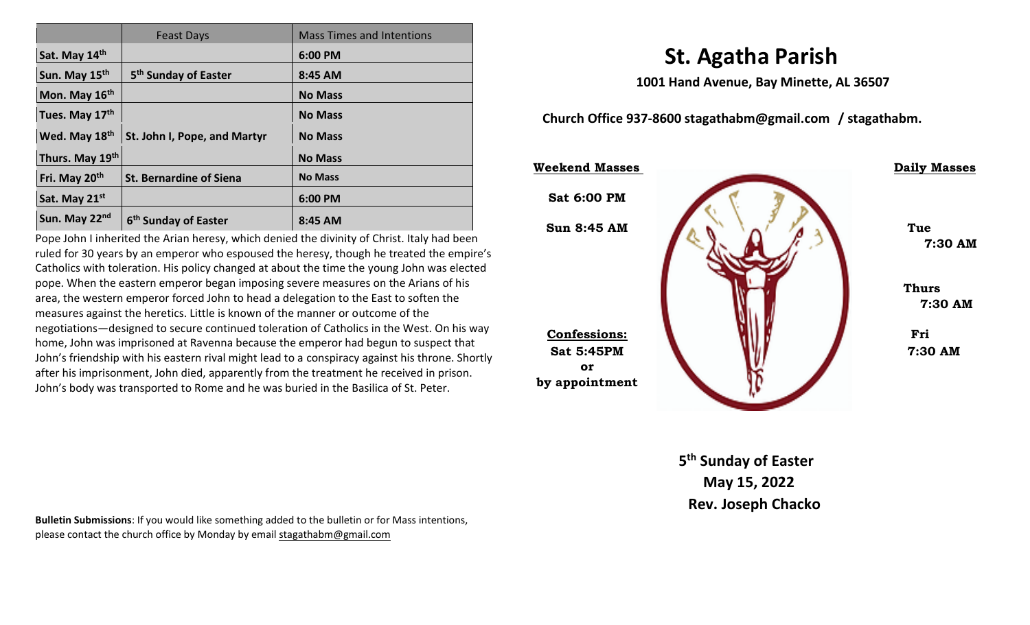| | Feast Days | Mass Times and Intentions |
|---|---|---|
| Sat. May 14th | | 6:00 PM |
| Sun. May 15th | 5th Sunday of Easter | 8:45 AM |
| Mon. May 16th | | No Mass |
| Tues. May 17th | | No Mass |
| Wed. May 18th | St. John I, Pope, and Martyr | No Mass |
| Thurs. May 19th | | No Mass |
| Fri. May 20th | St. Bernardine of Siena | No Mass |
| Sat. May 21st | | 6:00 PM |
| Sun. May 22nd | 6th Sunday of Easter | 8:45 AM |

Pope John I inherited the Arian heresy, which denied the divinity of Christ. Italy had been ruled for 30 years by an emperor who espoused the heresy, though he treated the empire's Catholics with toleration. His policy changed at about the time the young John was elected pope. When the eastern emperor began imposing severe measures on the Arians of his area, the western emperor forced John to head a delegation to the East to soften the measures against the heretics. Little is known of the manner or outcome of the negotiations—designed to secure continued toleration of Catholics in the West. On his way home, John was imprisoned at Ravenna because the emperor had begun to suspect that John's friendship with his eastern rival might lead to a conspiracy against his throne. Shortly after his imprisonment, John died, apparently from the treatment he received in prison. John's body was transported to Rome and he was buried in the Basilica of St. Peter.

**Bulletin Submissions**: If you would like something added to the bulletin or for Mass intentions, please contact the church office by Monday by email stagathabm@gmail.com

# St. Agatha Parish

**1001 Hand Avenue, Bay Minette, AL 36507**

**Church Office 937-8600 stagathabm@gmail.com / stagathabm.**

**Weekend Masses**

**Sat 6:00 PM**

**Sun 8:45 AM**

**Confessions:**
**Sat 5:45PM**
**or**
**by appointment**

**Daily Masses**

**Tue**
**7:30 AM**

**Thurs**
**7:30 AM**

**Fri**
**7:30 AM**

**5th Sunday of Easter**
**May 15, 2022**
**Rev. Joseph Chacko**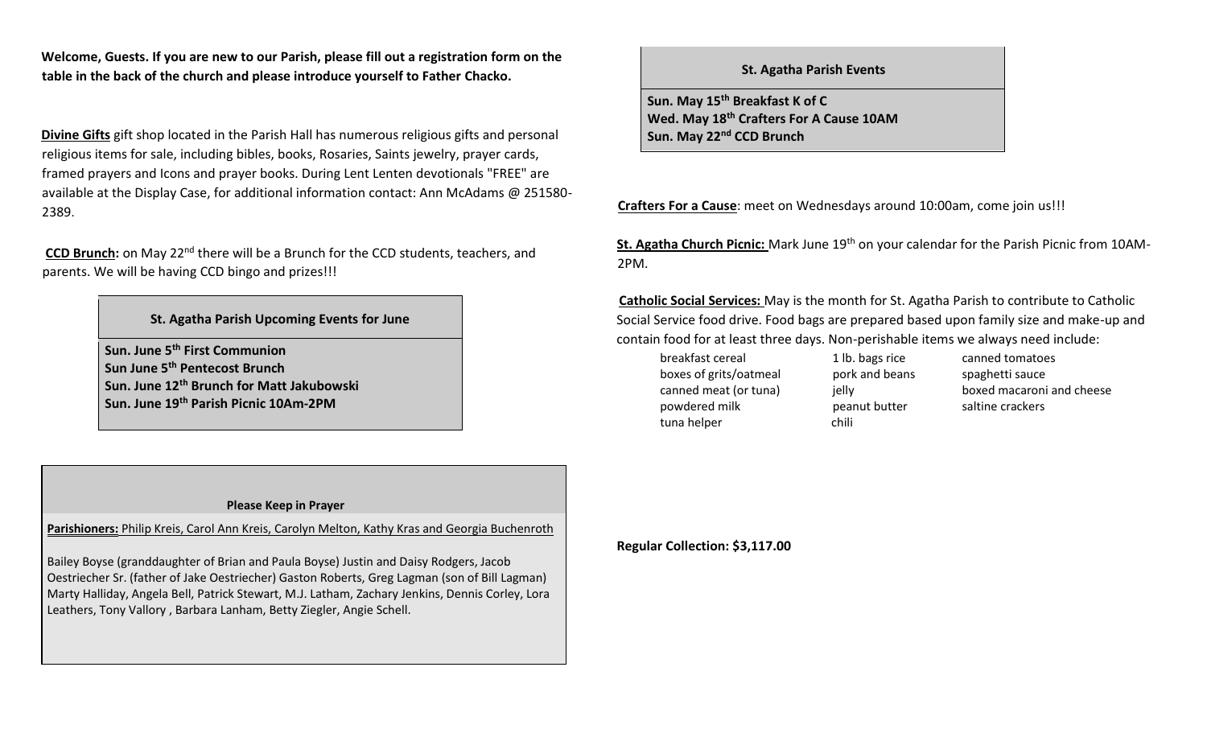**Welcome, Guests. If you are new to our Parish, please fill out a registration form on the table in the back of the church and please introduce yourself to Father Chacko.**

**Divine Gifts** gift shop located in the Parish Hall has numerous religious gifts and personal religious items for sale, including bibles, books, Rosaries, Saints jewelry, prayer cards, framed prayers and Icons and prayer books. During Lent Lenten devotionals "FREE" are available at the Display Case, for additional information contact: Ann McAdams @ 251580-2389.

**CCD Brunch:** on May 22nd there will be a Brunch for the CCD students, teachers, and parents. We will be having CCD bingo and prizes!!!

### St. Agatha Parish Upcoming Events for June

**Sun. June 5th First Communion**
**Sun June 5th Pentecost Brunch**
**Sun. June 12th Brunch for Matt Jakubowski**
**Sun. June 19th Parish Picnic 10Am-2PM**

### Please Keep in Prayer

**Parishioners:** Philip Kreis, Carol Ann Kreis, Carolyn Melton, Kathy Kras and Georgia Buchenroth

Bailey Boyse (granddaughter of Brian and Paula Boyse) Justin and Daisy Rodgers, Jacob Oestriecher Sr. (father of Jake Oestriecher) Gaston Roberts, Greg Lagman (son of Bill Lagman) Marty Halliday, Angela Bell, Patrick Stewart, M.J. Latham, Zachary Jenkins, Dennis Corley, Lora Leathers, Tony Vallory , Barbara Lanham, Betty Ziegler, Angie Schell.

### St. Agatha Parish Events

**Sun. May 15th Breakfast K of C**
**Wed. May 18th Crafters For A Cause 10AM**
**Sun. May 22nd CCD Brunch**

**Crafters For a Cause**: meet on Wednesdays around 10:00am, come join us!!!

**St. Agatha Church Picnic:** Mark June 19th on your calendar for the Parish Picnic from 10AM-2PM.

**Catholic Social Services:** May is the month for St. Agatha Parish to contribute to Catholic Social Service food drive. Food bags are prepared based upon family size and make-up and contain food for at least three days. Non-perishable items we always need include:

| | | |
|---|---|---|
| breakfast cereal | 1 lb. bags rice | canned tomatoes |
| boxes of grits/oatmeal | pork and beans | spaghetti sauce |
| canned meat (or tuna) | jelly | boxed macaroni and cheese |
| powdered milk | peanut butter | saltine crackers |
| tuna helper | chili | |

**Regular Collection: $3,117.00**